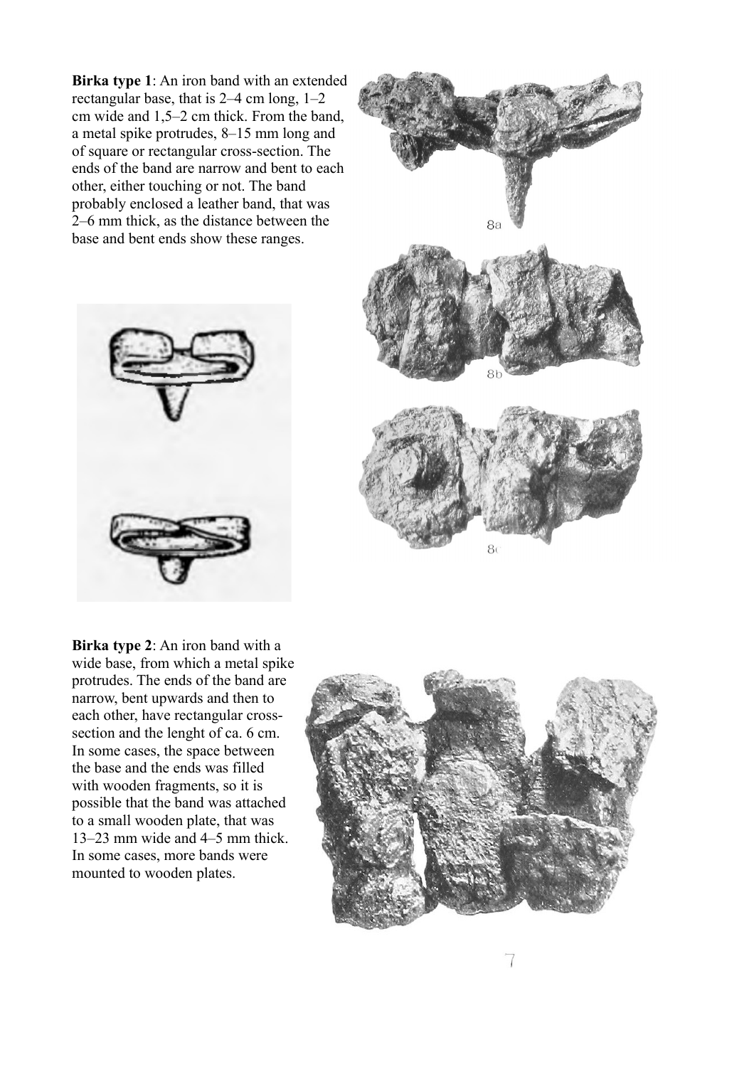**Birka type 1**: An iron band with an extended rectangular base, that is 2–4 cm long, 1–2 cm wide and 1,5–2 cm thick. From the band, a metal spike protrudes, 8–15 mm long and of square or rectangular cross-section. The ends of the band are narrow and bent to each other, either touching or not. The band probably enclosed a leather band, that was 2–6 mm thick, as the distance between the base and bent ends show these ranges.

8a

8b

8c

**Birka type 2**: An iron band with a wide base, from which a metal spike protrudes. The ends of the band are narrow, bent upwards and then to each other, have rectangular cross-section and the lenght of ca. 6 cm. In some cases, the space between the base and the ends was filled with wooden fragments, so it is possible that the band was attached to a small wooden plate, that was 13–23 mm wide and 4–5 mm thick. In some cases, more bands were mounted to wooden plates.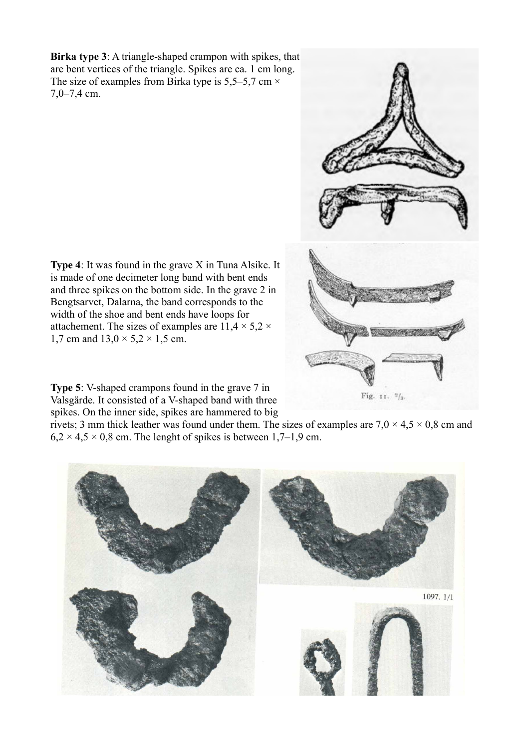**Birka type 3**: A triangle-shaped crampon with spikes, that are bent vertices of the triangle. Spikes are ca. 1 cm long. The size of examples from Birka type is 5,5–5,7 cm × 7,0–7,4 cm.

**Type 4**: It was found in the grave X in Tuna Alsike. It is made of one decimeter long band with bent ends and three spikes on the bottom side. In the grave 2 in Bengtsarvet, Dalarna, the band corresponds to the width of the shoe and bent ends have loops for attachement. The sizes of examples are 11,4 × 5,2 × 1,7 cm and 13,0 × 5,2 × 1,5 cm.

Fig. 11. 2/3.

**Type 5**: V-shaped crampons found in the grave 7 in Valsgärde. It consisted of a V-shaped band with three spikes. On the inner side, spikes are hammered to big rivets; 3 mm thick leather was found under them. The sizes of examples are 7,0 × 4,5 × 0,8 cm and 6,2 × 4,5 × 0,8 cm. The lenght of spikes is between 1,7–1,9 cm.

1097. 1/1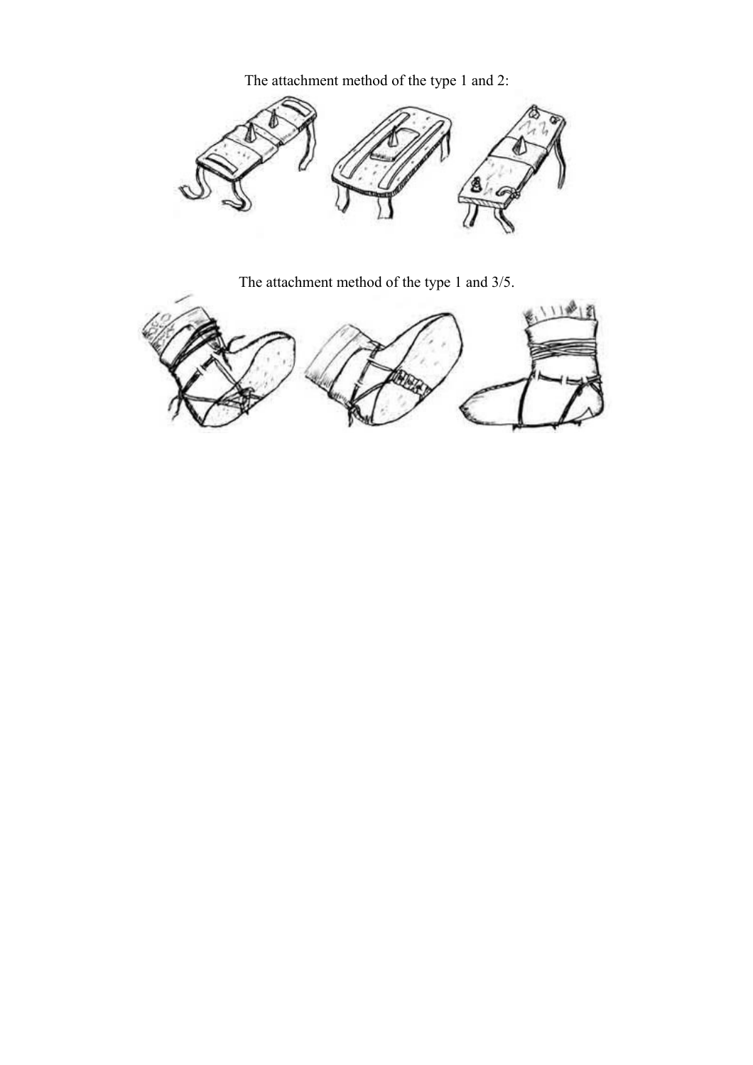The attachment method of the type 1 and 2:

The attachment method of the type 1 and 3/5.